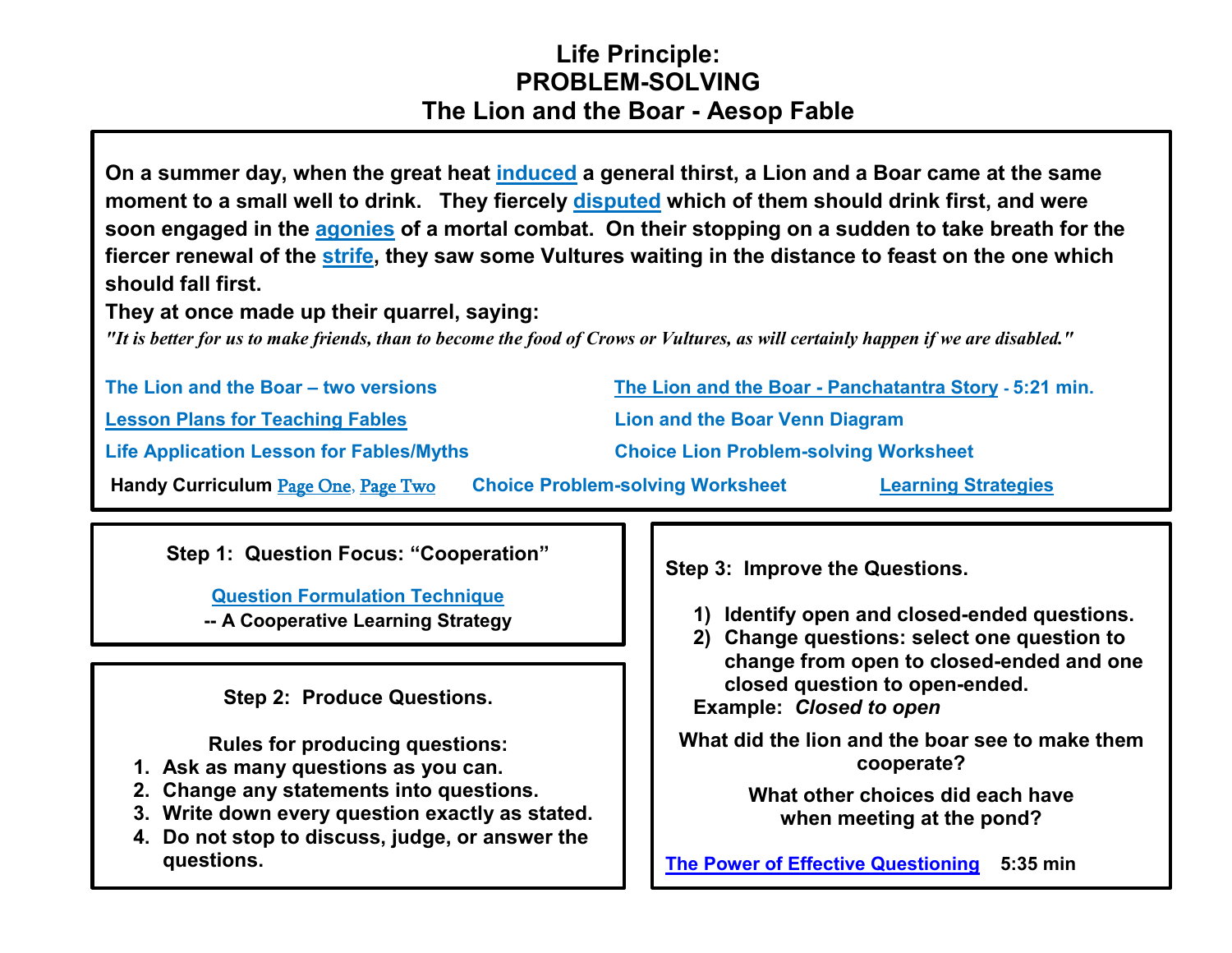# Life Principle:
# PROBLEM-SOLVING
# The Lion and the Boar - Aesop Fable

**On a summer day, when the great heat induced a general thirst, a Lion and a Boar came at the same moment to a small well to drink. They fiercely disputed which of them should drink first, and were soon engaged in the agonies of a mortal combat. On their stopping on a sudden to take breath for the fiercer renewal of the strife, they saw some Vultures waiting in the distance to feast on the one which should fall first.**

**They at once made up their quarrel, saying:**

***"It is better for us to make friends, than to become the food of Crows or Vultures, as will certainly happen if we are disabled."***

**The Lion and the Boar – two versions**

**The Lion and the Boar - Panchatantra Story - 5:21 min.**

**Lesson Plans for Teaching Fables**

**Lion and the Boar Venn Diagram**

**Life Application Lesson for Fables/Myths**

**Choice Lion Problem-solving Worksheet**

**Handy Curriculum** Page One, Page Two

**Choice Problem-solving Worksheet**

**Learning Strategies**

---

**Step 1: Question Focus: "Cooperation"**

**Question Formulation Technique**
**-- A Cooperative Learning Strategy**

---

**Step 2: Produce Questions.**

**Rules for producing questions:**

1. **Ask as many questions as you can.**
2. **Change any statements into questions.**
3. **Write down every question exactly as stated.**
4. **Do not stop to discuss, judge, or answer the questions.**

---

**Step 3: Improve the Questions.**

1) **Identify open and closed-ended questions.**
2) **Change questions: select one question to change from open to closed-ended and one closed question to open-ended.**

**Example:** ***Closed to open***

**What did the lion and the boar see to make them cooperate?**

**What other choices did each have when meeting at the pond?**

**The Power of Effective Questioning** **5:35 min**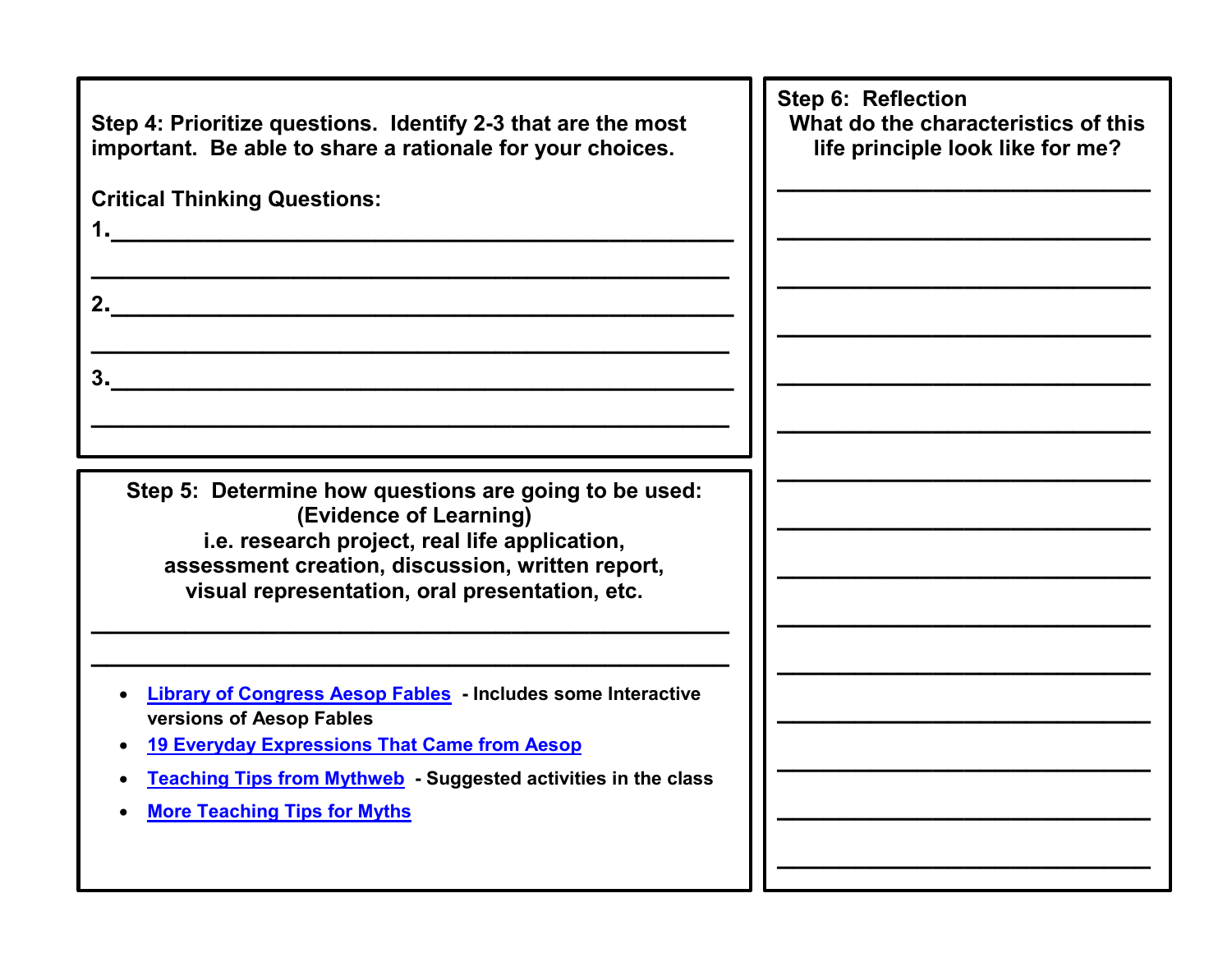**Step 4: Prioritize questions. Identify 2-3 that are the most important. Be able to share a rationale for your choices.**

**Critical Thinking Questions:**

**1.**_______________________________________________

_______________________________________________

**2.**_______________________________________________

_______________________________________________

**3.**_______________________________________________

_______________________________________________

**Step 5: Determine how questions are going to be used: (Evidence of Learning) i.e. research project, real life application, assessment creation, discussion, written report, visual representation, oral presentation, etc.**

_______________________________________________

_______________________________________________

- **Library of Congress Aesop Fables** - Includes some Interactive versions of Aesop Fables
- **19 Everyday Expressions That Came from Aesop**
- **Teaching Tips from Mythweb** - Suggested activities in the class
- **More Teaching Tips for Myths**

**Step 6: Reflection**
**What do the characteristics of this life principle look like for me?**

______________________________

______________________________

______________________________

______________________________

______________________________

______________________________

______________________________

______________________________

______________________________

______________________________

______________________________

______________________________

______________________________

______________________________

______________________________